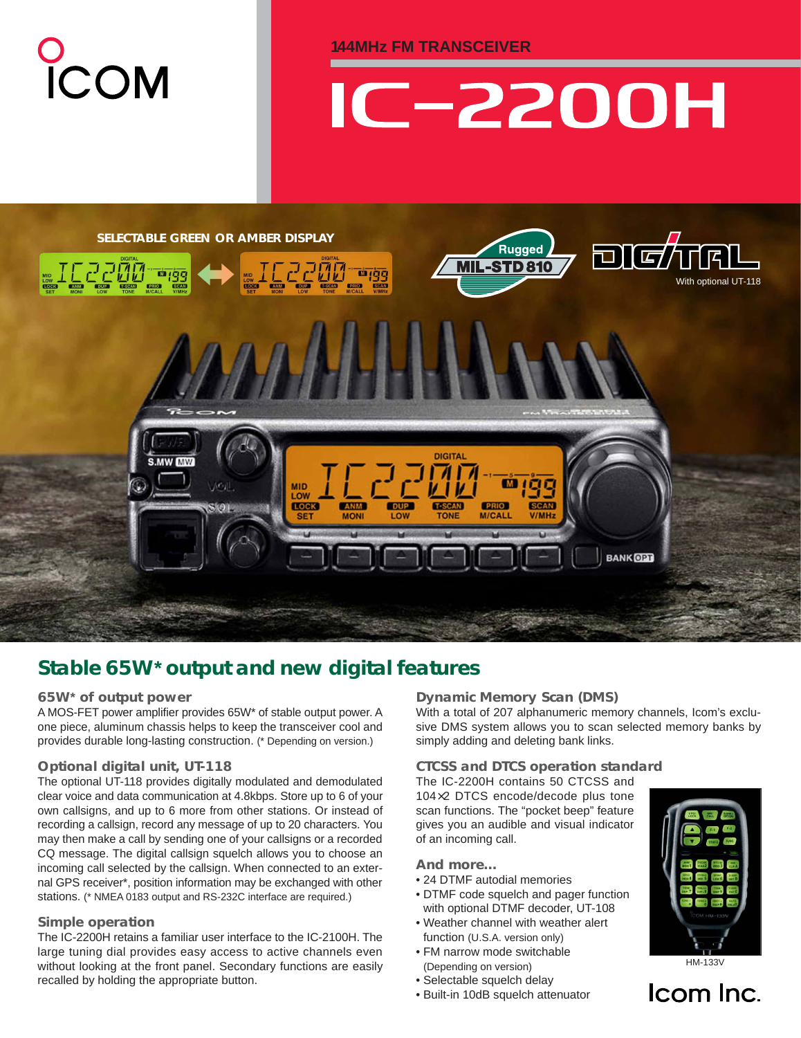ICOM

144MHz FM TRANSCEIVER

# IC-2200H

SELECTABLE GREEN OR AMBER DISPLAY

Rugged MIL-STD 810

DIGITAL

With optional UT-118

## Stable 65W* output and new digital features

### 65W* of output power

A MOS-FET power amplifier provides 65W* of stable output power. A one piece, aluminum chassis helps to keep the transceiver cool and provides durable long-lasting construction. (* Depending on version.)

### Optional digital unit, UT-118

The optional UT-118 provides digitally modulated and demodulated clear voice and data communication at 4.8kbps. Store up to 6 of your own callsigns, and up to 6 more from other stations. Or instead of recording a callsign, record any message of up to 20 characters. You may then make a call by sending one of your callsigns or a recorded CQ message. The digital callsign squelch allows you to choose an incoming call selected by the callsign. When connected to an external GPS receiver*, position information may be exchanged with other stations. (* NMEA 0183 output and RS-232C interface are required.)

### Simple operation

The IC-2200H retains a familiar user interface to the IC-2100H. The large tuning dial provides easy access to active channels even without looking at the front panel. Secondary functions are easily recalled by holding the appropriate button.

### Dynamic Memory Scan (DMS)

With a total of 207 alphanumeric memory channels, Icom's exclusive DMS system allows you to scan selected memory banks by simply adding and deleting bank links.

### CTCSS and DTCS operation standard

The IC-2200H contains 50 CTCSS and 104×2 DTCS encode/decode plus tone scan functions. The "pocket beep" feature gives you an audible and visual indicator of an incoming call.

### And more...

- 24 DTMF autodial memories
- DTMF code squelch and pager function with optional DTMF decoder, UT-108
- Weather channel with weather alert function (U.S.A. version only)
- FM narrow mode switchable (Depending on version)
- Selectable squelch delay
- Built-in 10dB squelch attenuator

HM-133V

Icom Inc.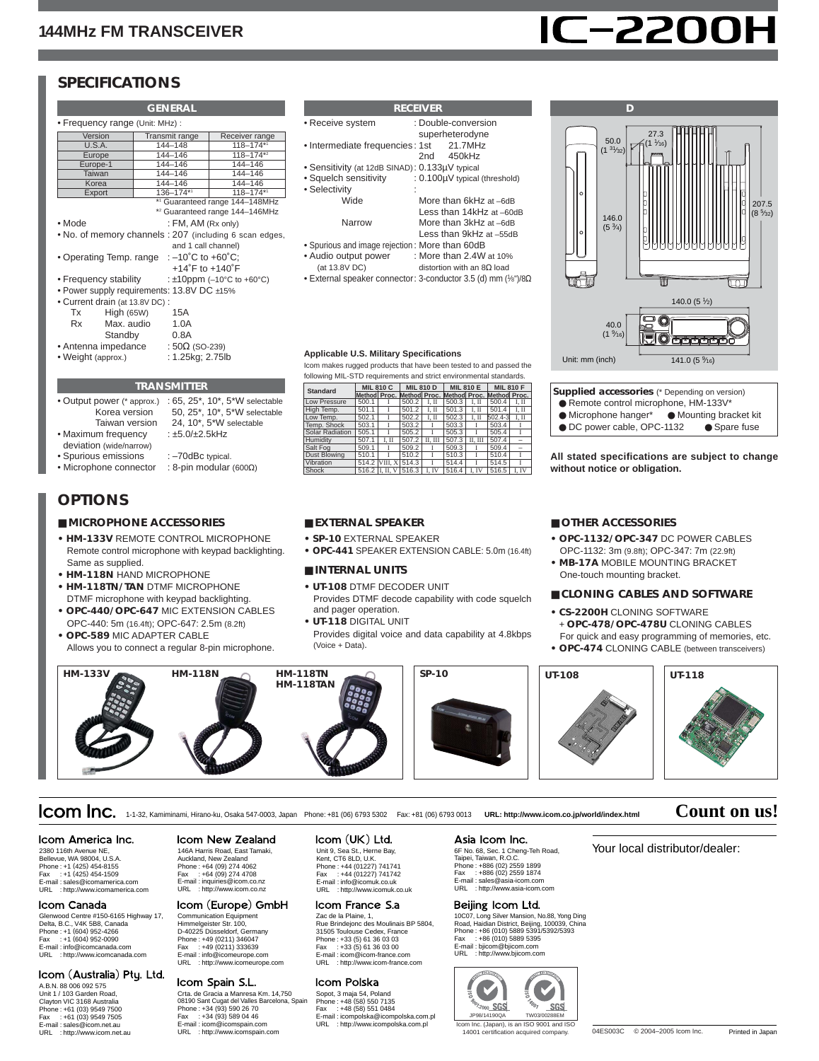# 144MHz FM TRANSCEIVER

# IC-2200H

## SPECIFICATIONS

### GENERAL

• Frequency range (Unit: MHz) :

| Version | Transmit range | Receiver range |
|---|---|---|
| U.S.A. | 144–148 | 118–174*[1] |
| Europe | 144–146 | 118–174*[2] |
| Europe-1 | 144–146 | 144–146 |
| Taiwan | 144–146 | 144–146 |
| Korea | 144–146 | 144–146 |
| Export | 136–174*[1] | 118–174*[1] |

*[1] Guaranteed range 144–148MHz
*[2] Guaranteed range 144–146MHz

- Mode : FM, AM (Rx only)
- No. of memory channels : 207 (including 6 scan edges, and 1 call channel)
- Operating Temp. range : –10˚C to +60˚C; +14˚F to +140˚F
- Frequency stability : ±10ppm (–10°C to +60°C)
- Power supply requirements: 13.8V DC ±15%
- Current drain (at 13.8V DC) :
  - Tx High (65W) 15A
  - Rx Max. audio 1.0A
  - Standby 0.8A
- Antenna impedance : 50Ω (SO-239)
- Weight (approx.) : 1.25kg; 2.75lb

### TRANSMITTER

- Output power (* approx.) : 65, 25*, 10*, 5*W selectable
  - Korea version 50, 25*, 10*, 5*W selectable
  - Taiwan version 24, 10*, 5*W selectable
- Maximum frequency deviation (wide/narrow) : ±5.0/±2.5kHz
- Spurious emissions : –70dBc typical.
- Microphone connector : 8-pin modular (600Ω)

### RECEIVER

- Receive system : Double-conversion superheterodyne
- Intermediate frequencies : 1st 21.7MHz, 2nd 450kHz
- Sensitivity (at 12dB SINAD) : 0.133µV typical
- Squelch sensitivity : 0.100µV typical (threshold)
- Selectivity :
  - Wide: More than 6kHz at –6dB; Less than 14kHz at –60dB
  - Narrow: More than 3kHz at –6dB; Less than 9kHz at –55dB
- Spurious and image rejection : More than 60dB
- Audio output power (at 13.8V DC) : More than 2.4W at 10% distortion with an 8Ω load
- External speaker connector : 3-conductor 3.5 (d) mm (⅛″)/8Ω

**Applicable U.S. Military Specifications**

Icom makes rugged products that have been tested to and passed the following MIL-STD requirements and strict environmental standards.

| Standard | MIL 810 C | | MIL 810 D | | MIL 810 E | | MIL 810 F | |
|---|---|---|---|---|---|---|---|---|
| | Method | Proc. | Method | Proc. | Method | Proc. | Method | Proc. |
| Low Pressure | 500.1 | I | 500.2 | I, II | 500.3 | I, II | 500.4 | I, II |
| High Temp. | 501.1 | I | 501.2 | I, II | 501.3 | I, II | 501.4 | I, II |
| Low Temp. | 502.1 | I | 502.2 | I, II | 502.3 | I, II | 502.4-3 | I, II |
| Temp. Shock | 503.1 | I | 503.2 | I | 503.3 | I | 503.4 | I |
| Solar Radiation | 505.1 | I | 505.2 | I | 505.3 | I | 505.4 | I |
| Humidity | 507.1 | I, II | 507.2 | II, III | 507.3 | II, III | 507.4 | – |
| Salt Fog | 509.1 | I | 509.2 | I | 509.3 | I | 509.4 | – |
| Dust Blowing | 510.1 | I | 510.2 | I | 510.3 | I | 510.4 | I |
| Vibration | 514.2 | VIII, X | 514.3 | I | 514.4 | I | 514.5 | I |
| Shock | 516.2 | I, II, V | 516.3 | I, IV | 516.4 | I, IV | 516.5 | I, IV |

### D

27.3 (1 1/16)
50.0 (1 31/32)
207.5 (8 5/32)
146.0 (5 3/4)
140.0 (5 1/2)
40.0 (1 9/16)
141.0 (5 9/16)
Unit: mm (inch)

**Supplied accessories** (* Depending on version)

- Remote control microphone, HM-133V*
- Microphone hanger*
- Mounting bracket kit
- DC power cable, OPC-1132
- Spare fuse

**All stated specifications are subject to change without notice or obligation.**

## OPTIONS

### ■ MICROPHONE ACCESSORIES

- **HM-133V** REMOTE CONTROL MICROPHONE
  Remote control microphone with keypad backlighting. Same as supplied.
- **HM-118N** HAND MICROPHONE
- **HM-118TN/TAN** DTMF MICROPHONE
  DTMF microphone with keypad backlighting.
- **OPC-440/OPC-647** MIC EXTENSION CABLES
  OPC-440: 5m (16.4ft); OPC-647: 2.5m (8.2ft)
- **OPC-589** MIC ADAPTER CABLE
  Allows you to connect a regular 8-pin microphone.

### ■ EXTERNAL SPEAKER

- **SP-10** EXTERNAL SPEAKER
- **OPC-441** SPEAKER EXTENSION CABLE: 5.0m (16.4ft)

### ■ INTERNAL UNITS

- **UT-108** DTMF DECODER UNIT
  Provides DTMF decode capability with code squelch and pager operation.
- **UT-118** DIGITAL UNIT
  Provides digital voice and data capability at 4.8kbps (Voice + Data).

### ■ OTHER ACCESSORIES

- **OPC-1132/OPC-347** DC POWER CABLES
  OPC-1132: 3m (9.8ft); OPC-347: 7m (22.9ft)
- **MB-17A** MOBILE MOUNTING BRACKET
  One-touch mounting bracket.

### ■ CLONING CABLES AND SOFTWARE

- **CS-2200H** CLONING SOFTWARE
  + **OPC-478/OPC-478U** CLONING CABLES
  For quick and easy programming of memories, etc.
- **OPC-474** CLONING CABLE (between transceivers)

HM-133V

HM-118N

HM-118TN
HM-118TAN

SP-10

UT-108

UT-118

**Icom Inc.** 1-1-32, Kamiminami, Hirano-ku, Osaka 547-0003, Japan Phone: +81 (06) 6793 5302 Fax: +81 (06) 6793 0013 **URL: http://www.icom.co.jp/world/index.html**

**Count on us!**

**Icom America Inc.**
2380 116th Avenue NE,
Bellevue, WA 98004, U.S.A.
Phone : +1 (425) 454-8155
Fax : +1 (425) 454-1509
E-mail : sales@icomamerica.com
URL : http://www.icomamerica.com

**Icom Canada**
Glenwood Centre #150-6165 Highway 17,
Delta, B.C., V4K 5B8, Canada
Phone : +1 (604) 952-4266
Fax : +1 (604) 952-0090
E-mail : info@icomcanada.com
URL : http://www.icomcanada.com

**Icom (Australia) Pty. Ltd.**
A.B.N. 88 006 092 575
Unit 1 / 103 Garden Road,
Clayton VIC 3168 Australia
Phone : +61 (03) 9549 7500
Fax : +61 (03) 9549 7505
E-mail : sales@icom.net.au
URL : http://www.icom.net.au

**Icom New Zealand**
146A Harris Road, East Tamaki,
Auckland, New Zealand
Phone : +64 (09) 274 4062
Fax : +64 (09) 274 4708
E-mail : inquiries@icom.co.nz
URL : http://www.icom.co.nz

**Icom (Europe) GmbH**
Communication Equipment
Himmelgeister Str. 100,
D-40225 Düsseldorf, Germany
Phone : +49 (0211) 346047
Fax : +49 (0211) 333639
E-mail : info@icomeurope.com
URL : http://www.icomeurope.com

**Icom Spain S.L.**
Crta. de Gracia a Manresa Km. 14,750
08190 Sant Cugat del Valles Barcelona, Spain
Phone : +34 (93) 590 26 70
Fax : +34 (93) 589 04 46
E-mail : icom@icomspain.com
URL : http://www.icomspain.com

**Icom (UK) Ltd.**
Unit 9, Sea St., Herne Bay,
Kent, CT6 8LD, U.K.
Phone : +44 (01227) 741741
Fax : +44 (01227) 741742
E-mail : info@icomuk.co.uk
URL : http://www.icomuk.co.uk

**Icom France S.a**
Zac de la Plaine, 1,
Rue Brindejonc des Moulinais BP 5804,
31505 Toulouse Cedex, France
Phone : +33 (5) 61 36 03 03
Fax : +33 (5) 61 36 03 00
E-mail : icom@icom-france.com
URL : http://www.icom-france.com

**Icom Polska**
Sopot, 3 maja 54, Poland
Phone : +48 (58) 550 7135
Fax : +48 (58) 551 0484
E-mail : icompolska@icompolska.com.pl
URL : http://www.icompolska.com.pl

**Asia Icom Inc.**
6F No. 68, Sec. 1 Cheng-Teh Road,
Taipei, Taiwan, R.O.C.
Phone : +886 (02) 2559 1899
Fax : +886 (02) 2559 1874
E-mail : sales@asia-icom.com
URL : http://www.asia-icom.com

**Beijing Icom Ltd.**
10C07, Long Silver Mansion, No.88, Yong Ding
Road, Haidian District, Beijing, 100039, China
Phone : +86 (010) 5889 5391/5392/5393
Fax : +86 (010) 5889 5395
E-mail : bjicom@bjicom.com
URL : http://www.bjicom.com

JP98/14190QA TW03/00288EM
Icom Inc. (Japan), is an ISO 9001 and ISO 14001 certification acquired company.

Your local distributor/dealer:

04ES003C © 2004–2005 Icom Inc. Printed in Japan